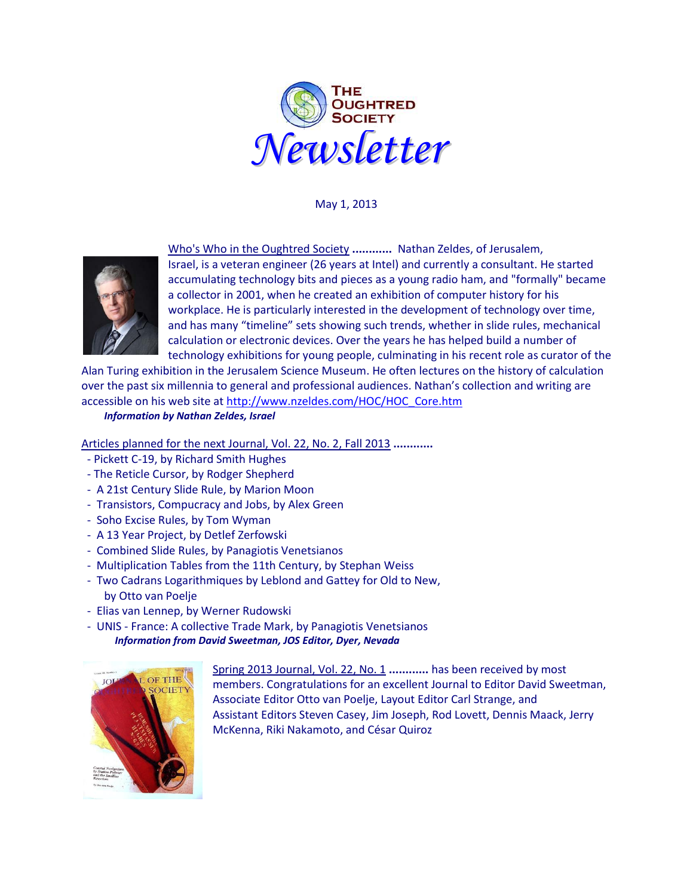# The Oughtred Society Newsletter

May 1, 2013

Who's Who in the Oughtred Society ............ Nathan Zeldes, of Jerusalem, Israel, is a veteran engineer (26 years at Intel) and currently a consultant. He started accumulating technology bits and pieces as a young radio ham, and "formally" became a collector in 2001, when he created an exhibition of computer history for his workplace. He is particularly interested in the development of technology over time, and has many "timeline" sets showing such trends, whether in slide rules, mechanical calculation or electronic devices. Over the years he has helped build a number of technology exhibitions for young people, culminating in his recent role as curator of the Alan Turing exhibition in the Jerusalem Science Museum. He often lectures on the history of calculation over the past six millennia to general and professional audiences. Nathan's collection and writing are accessible on his web site at http://www.nzeldes.com/HOC/HOC_Core.htm

***Information by Nathan Zeldes, Israel***

Articles planned for the next Journal, Vol. 22, No. 2, Fall 2013 ............

- Pickett C-19, by Richard Smith Hughes
- The Reticle Cursor, by Rodger Shepherd
- A 21st Century Slide Rule, by Marion Moon
- Transistors, Compucracy and Jobs, by Alex Green
- Soho Excise Rules, by Tom Wyman
- A 13 Year Project, by Detlef Zerfowski
- Combined Slide Rules, by Panagiotis Venetsianos
- Multiplication Tables from the 11th Century, by Stephan Weiss
- Two Cadrans Logarithmiques by Leblond and Gattey for Old to New, by Otto van Poelje
- Elias van Lennep, by Werner Rudowski
- UNIS - France: A collective Trade Mark, by Panagiotis Venetsianos

***Information from David Sweetman, JOS Editor, Dyer, Nevada***

Spring 2013 Journal, Vol. 22, No. 1 ............ has been received by most members. Congratulations for an excellent Journal to Editor David Sweetman, Associate Editor Otto van Poelje, Layout Editor Carl Strange, and Assistant Editors Steven Casey, Jim Joseph, Rod Lovett, Dennis Maack, Jerry McKenna, Riki Nakamoto, and César Quiroz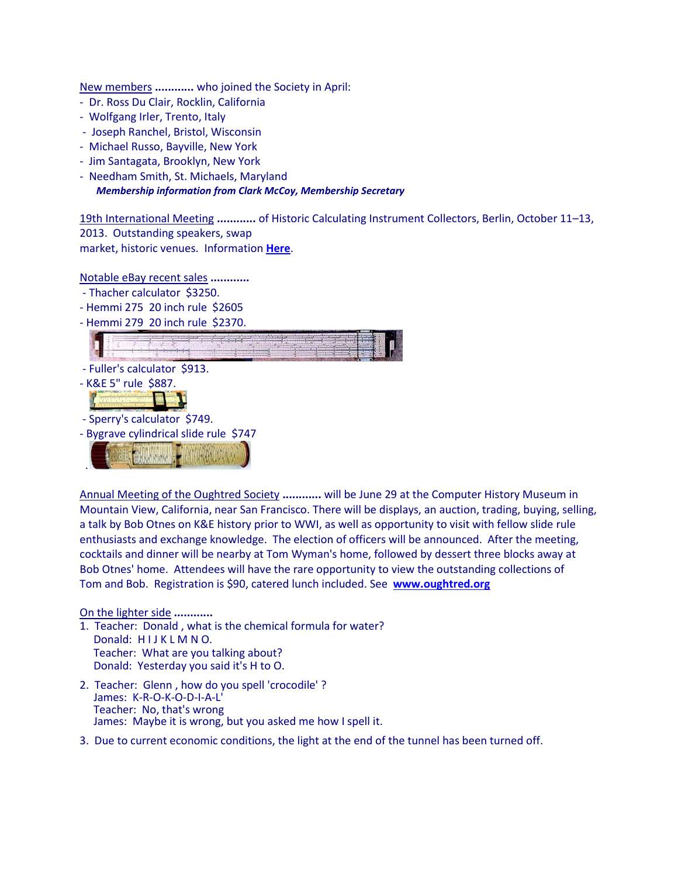New members ............ who joined the Society in April:

- Dr. Ross Du Clair, Rocklin, California
- Wolfgang Irler, Trento, Italy
- Joseph Ranchel, Bristol, Wisconsin
- Michael Russo, Bayville, New York
- Jim Santagata, Brooklyn, New York
- Needham Smith, St. Michaels, Maryland

***Membership information from Clark McCoy, Membership Secretary***

19th International Meeting **............** of Historic Calculating Instrument Collectors, Berlin, October 11–13, 2013. Outstanding speakers, swap market, historic venues. Information **Here**.

Notable eBay recent sales **............**

- Thacher calculator $3250.
- Hemmi 275 20 inch rule $2605
- Hemmi 279 20 inch rule $2370.
- Fuller's calculator $913.
- K&E 5" rule $887.
- Sperry's calculator $749.
- Bygrave cylindrical slide rule $747

Annual Meeting of the Oughtred Society **............** will be June 29 at the Computer History Museum in Mountain View, California, near San Francisco. There will be displays, an auction, trading, buying, selling, a talk by Bob Otnes on K&E history prior to WWI, as well as opportunity to visit with fellow slide rule enthusiasts and exchange knowledge. The election of officers will be announced. After the meeting, cocktails and dinner will be nearby at Tom Wyman's home, followed by dessert three blocks away at Bob Otnes' home. Attendees will have the rare opportunity to view the outstanding collections of Tom and Bob. Registration is $90, catered lunch included. See **www.oughtred.org**

On the lighter side **............**

1. Teacher: Donald , what is the chemical formula for water?
   Donald: H I J K L M N O.
   Teacher: What are you talking about?
   Donald: Yesterday you said it's H to O.
2. Teacher: Glenn , how do you spell 'crocodile' ?
   James: K-R-O-K-O-D-I-A-L'
   Teacher: No, that's wrong
   James: Maybe it is wrong, but you asked me how I spell it.
3. Due to current economic conditions, the light at the end of the tunnel has been turned off.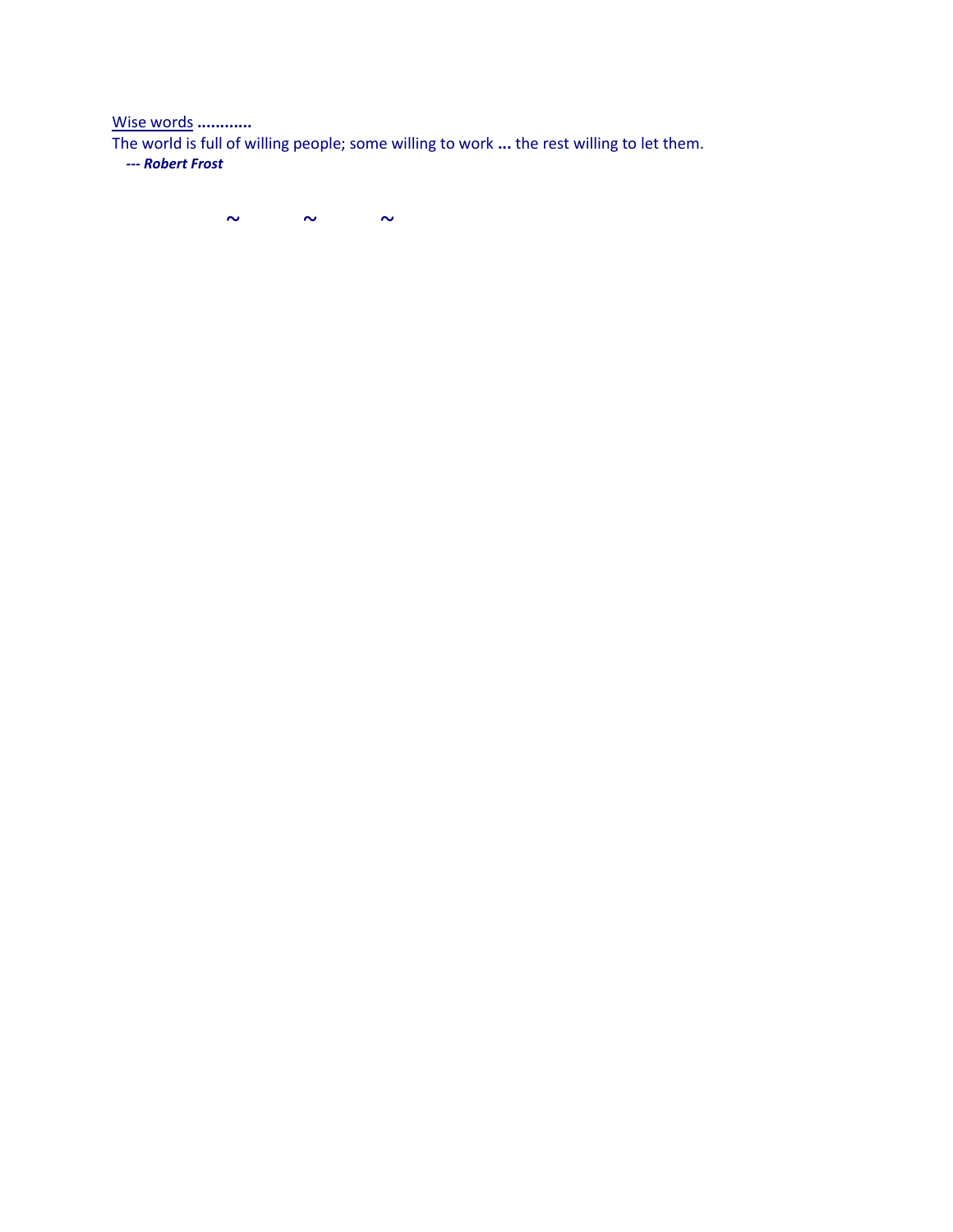<u>Wise words</u> **...........**

The world is full of willing people; some willing to work **...** the rest willing to let them.

***--- Robert Frost***

**~ ~ ~**